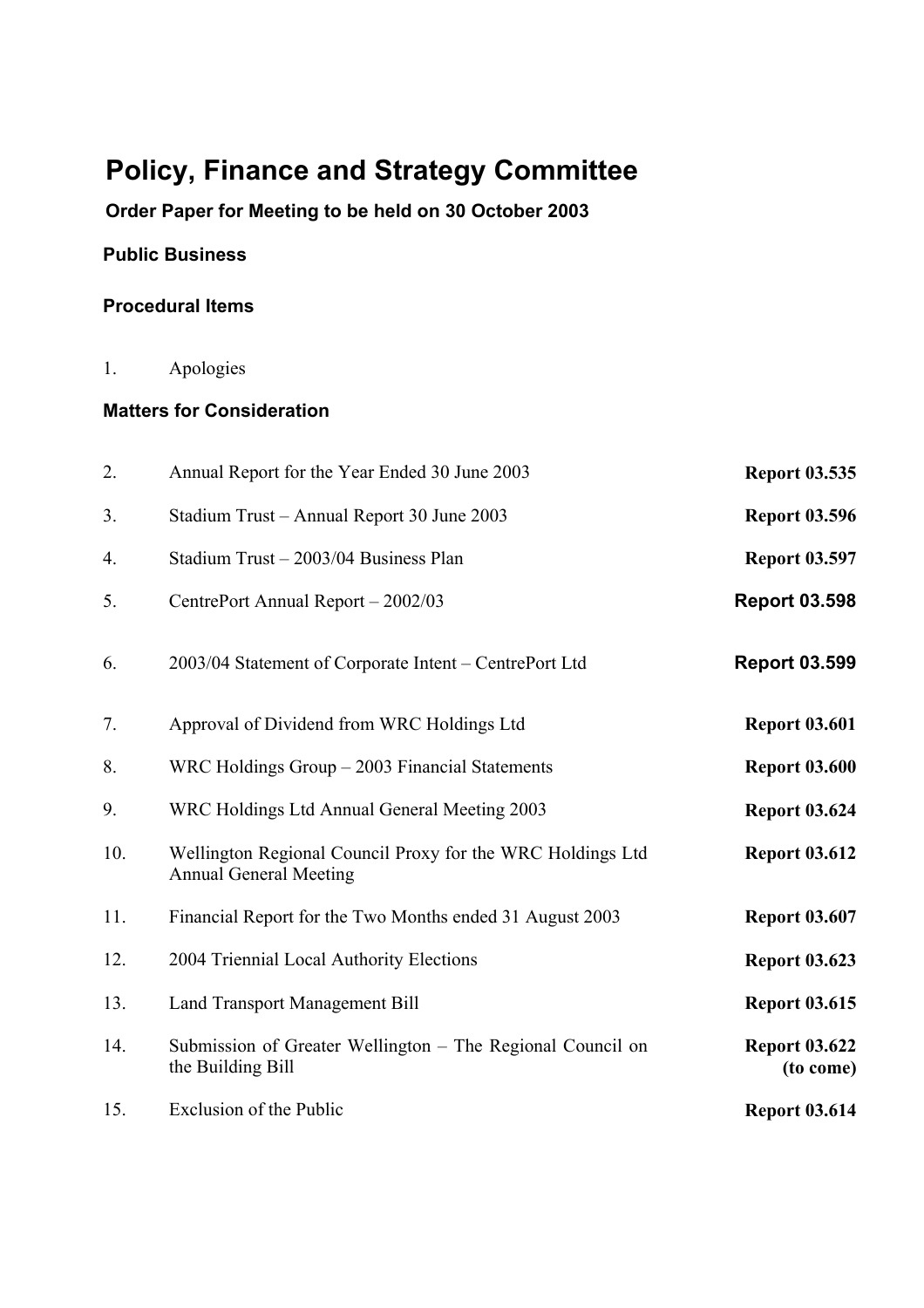# Policy, Finance and Strategy Committee

### Order Paper for Meeting to be held on 30 October 2003

**Public Business**

**Procedural Items**

1. Apologies

**Matters for Consideration**

| | | |
|---|---|---|
| 2. | Annual Report for the Year Ended 30 June 2003 | **Report 03.535** |
| 3. | Stadium Trust – Annual Report 30 June 2003 | **Report 03.596** |
| 4. | Stadium Trust – 2003/04 Business Plan | **Report 03.597** |
| 5. | CentrePort Annual Report – 2002/03 | **Report 03.598** |
| 6. | 2003/04 Statement of Corporate Intent – CentrePort Ltd | **Report 03.599** |
| 7. | Approval of Dividend from WRC Holdings Ltd | **Report 03.601** |
| 8. | WRC Holdings Group – 2003 Financial Statements | **Report 03.600** |
| 9. | WRC Holdings Ltd Annual General Meeting 2003 | **Report 03.624** |
| 10. | Wellington Regional Council Proxy for the WRC Holdings Ltd Annual General Meeting | **Report 03.612** |
| 11. | Financial Report for the Two Months ended 31 August 2003 | **Report 03.607** |
| 12. | 2004 Triennial Local Authority Elections | **Report 03.623** |
| 13. | Land Transport Management Bill | **Report 03.615** |
| 14. | Submission of Greater Wellington – The Regional Council on the Building Bill | **Report 03.622 (to come)** |
| 15. | Exclusion of the Public | **Report 03.614** |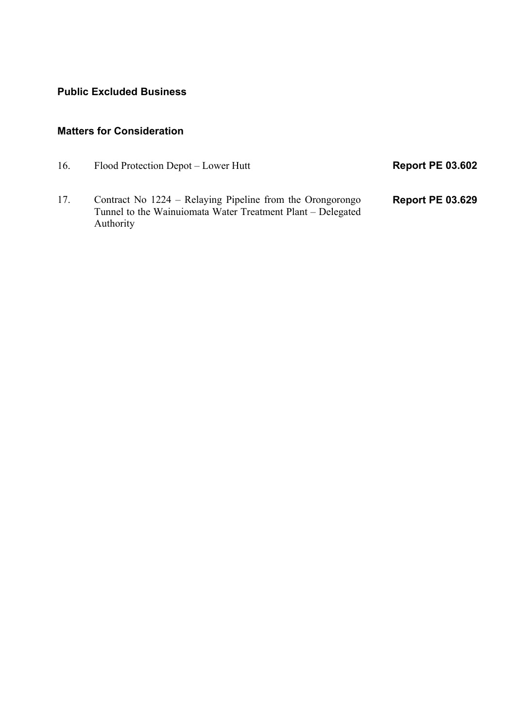## Public Excluded Business

## Matters for Consideration

| | | |
|---|---|---|
| 16. | Flood Protection Depot – Lower Hutt | **Report PE 03.602** |
| 17. | Contract No 1224 – Relaying Pipeline from the Orongorongo Tunnel to the Wainuiomata Water Treatment Plant – Delegated Authority | **Report PE 03.629** |